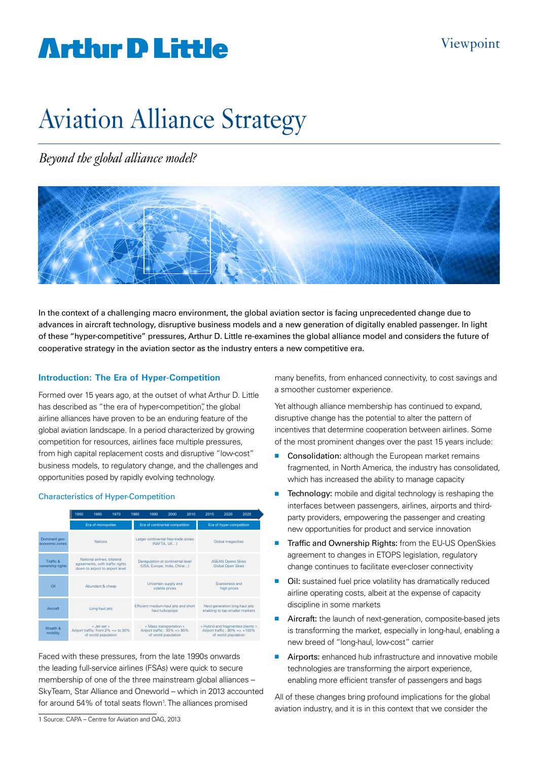# Aviation Alliance Strategy

*Beyond the global alliance model?*

In the context of a challenging macro environment, the global aviation sector is facing unprecedented change due to advances in aircraft technology, disruptive business models and a new generation of digitally enabled passenger. In light of these "hyper-competitive" pressures, Arthur D. Little re-examines the global alliance model and considers the future of cooperative strategy in the aviation sector as the industry enters a new competitive era.

## Introduction: The Era of Hyper-Competition

Formed over 15 years ago, at the outset of what Arthur D. Little has described as "the era of hyper-competition", the global airline alliances have proven to be an enduring feature of the global aviation landscape. In a period characterized by growing competition for resources, airlines face multiple pressures, from high capital replacement costs and disruptive "low-cost" business models, to regulatory change, and the challenges and opportunities posed by rapidly evolving technology.

### Characteristics of Hyper-Competition

| | 1950 – 1960 – 1970 | 1980 – 1990 – 2000 – 2010 | 2015 – 2020 – 2025 |
|---|---|---|---|
| | Era of monopolies | Era of continental competition | Era of hyper-competition |
| Dominant geo-economic zones | Nations | Larger continental free-trade zones (NAFTA, UE…) | Global megacities |
| Traffic & ownership rights | National airlines, bilateral agreements, with traffic rights down to airport to airport level | Deregulation at continental level (USA, Europe, India, China…) | ASEAN Opens Skies Global Open Skies |
| Oil | Abundant & cheap | Uncertain supply and volatile prices | Scarceness and high prices |
| Aircraft | Long-haul jets | Efficient medium-haul jets and short haul turboprops | Next-generation long-haul jets enabling to tap smaller markets |
| Wealth & mobility | « Jet set » Airport traffic: from 2% => to 30% of world population | « Mass transportation » Airport traffic : 30% => 80% of world population | « Hybrid and fragmented clients » Airport traffic : 80% => +100% of world population |

Faced with these pressures, from the late 1990s onwards the leading full-service airlines (FSAs) were quick to secure membership of one of the three mainstream global alliances – SkyTeam, Star Alliance and Oneworld – which in 2013 accounted for around 54% of total seats flown[1]. The alliances promised many benefits, from enhanced connectivity, to cost savings and a smoother customer experience.

Yet although alliance membership has continued to expand, disruptive change has the potential to alter the pattern of incentives that determine cooperation between airlines. Some of the most prominent changes over the past 15 years include:

- Consolidation: although the European market remains fragmented, in North America, the industry has consolidated, which has increased the ability to manage capacity
- Technology: mobile and digital technology is reshaping the interfaces between passengers, airlines, airports and third-party providers, empowering the passenger and creating new opportunities for product and service innovation
- Traffic and Ownership Rights: from the EU-US OpenSkies agreement to changes in ETOPS legislation, regulatory change continues to facilitate ever-closer connectivity
- Oil: sustained fuel price volatility has dramatically reduced airline operating costs, albeit at the expense of capacity discipline in some markets
- Aircraft: the launch of next-generation, composite-based jets is transforming the market, especially in long-haul, enabling a new breed of "long-haul, low-cost" carrier
- Airports: enhanced hub infrastructure and innovative mobile technologies are transforming the airport experience, enabling more efficient transfer of passengers and bags

All of these changes bring profound implications for the global aviation industry, and it is in this context that we consider the

1 Source: CAPA – Centre for Aviation and OAG, 2013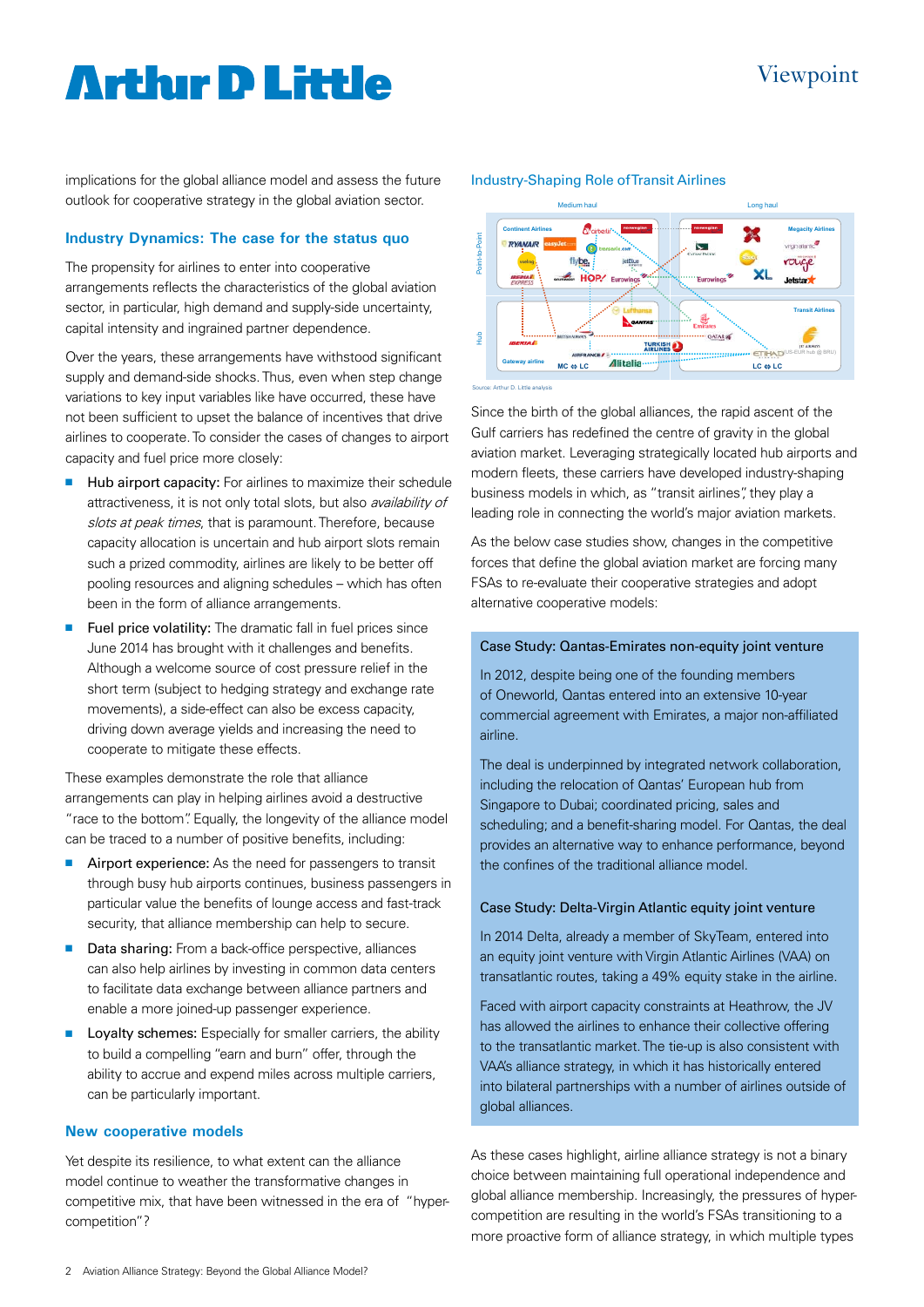implications for the global alliance model and assess the future outlook for cooperative strategy in the global aviation sector.

## Industry Dynamics: The case for the status quo

The propensity for airlines to enter into cooperative arrangements reflects the characteristics of the global aviation sector, in particular, high demand and supply-side uncertainty, capital intensity and ingrained partner dependence.

Over the years, these arrangements have withstood significant supply and demand-side shocks. Thus, even when step change variations to key input variables like have occurred, these have not been sufficient to upset the balance of incentives that drive airlines to cooperate. To consider the cases of changes to airport capacity and fuel price more closely:

- **Hub airport capacity:** For airlines to maximize their schedule attractiveness, it is not only total slots, but also *availability of slots at peak times*, that is paramount. Therefore, because capacity allocation is uncertain and hub airport slots remain such a prized commodity, airlines are likely to be better off pooling resources and aligning schedules – which has often been in the form of alliance arrangements.
- **Fuel price volatility:** The dramatic fall in fuel prices since June 2014 has brought with it challenges and benefits. Although a welcome source of cost pressure relief in the short term (subject to hedging strategy and exchange rate movements), a side-effect can also be excess capacity, driving down average yields and increasing the need to cooperate to mitigate these effects.

These examples demonstrate the role that alliance arrangements can play in helping airlines avoid a destructive "race to the bottom". Equally, the longevity of the alliance model can be traced to a number of positive benefits, including:

- **Airport experience:** As the need for passengers to transit through busy hub airports continues, business passengers in particular value the benefits of lounge access and fast-track security, that alliance membership can help to secure.
- **Data sharing:** From a back-office perspective, alliances can also help airlines by investing in common data centers to facilitate data exchange between alliance partners and enable a more joined-up passenger experience.
- **Loyalty schemes:** Especially for smaller carriers, the ability to build a compelling "earn and burn" offer, through the ability to accrue and expend miles across multiple carriers, can be particularly important.

## New cooperative models

Yet despite its resilience, to what extent can the alliance model continue to weather the transformative changes in competitive mix, that have been witnessed in the era of "hyper-competition"?

**Industry-Shaping Role of Transit Airlines**

Source: Arthur D. Little analysis

Since the birth of the global alliances, the rapid ascent of the Gulf carriers has redefined the centre of gravity in the global aviation market. Leveraging strategically located hub airports and modern fleets, these carriers have developed industry-shaping business models in which, as "transit airlines", they play a leading role in connecting the world's major aviation markets.

As the below case studies show, changes in the competitive forces that define the global aviation market are forcing many FSAs to re-evaluate their cooperative strategies and adopt alternative cooperative models:

### Case Study: Qantas-Emirates non-equity joint venture

In 2012, despite being one of the founding members of Oneworld, Qantas entered into an extensive 10-year commercial agreement with Emirates, a major non-affiliated airline.

The deal is underpinned by integrated network collaboration, including the relocation of Qantas' European hub from Singapore to Dubai; coordinated pricing, sales and scheduling; and a benefit-sharing model. For Qantas, the deal provides an alternative way to enhance performance, beyond the confines of the traditional alliance model.

### Case Study: Delta-Virgin Atlantic equity joint venture

In 2014 Delta, already a member of SkyTeam, entered into an equity joint venture with Virgin Atlantic (VAA) on transatlantic routes, taking a 49% equity stake in the airline.

Faced with airport capacity constraints at Heathrow, the JV has allowed the airlines to enhance their collective offering to the transatlantic market. The tie-up is also consistent with VAA's alliance strategy, in which it has historically entered into bilateral partnerships with a number of airlines outside of global alliances.

As these cases highlight, airline alliance strategy is not a binary choice between maintaining full operational independence and global alliance membership. Increasingly, the pressures of hyper-competition are resulting in the world's FSAs transitioning to a more proactive form of alliance strategy, in which multiple types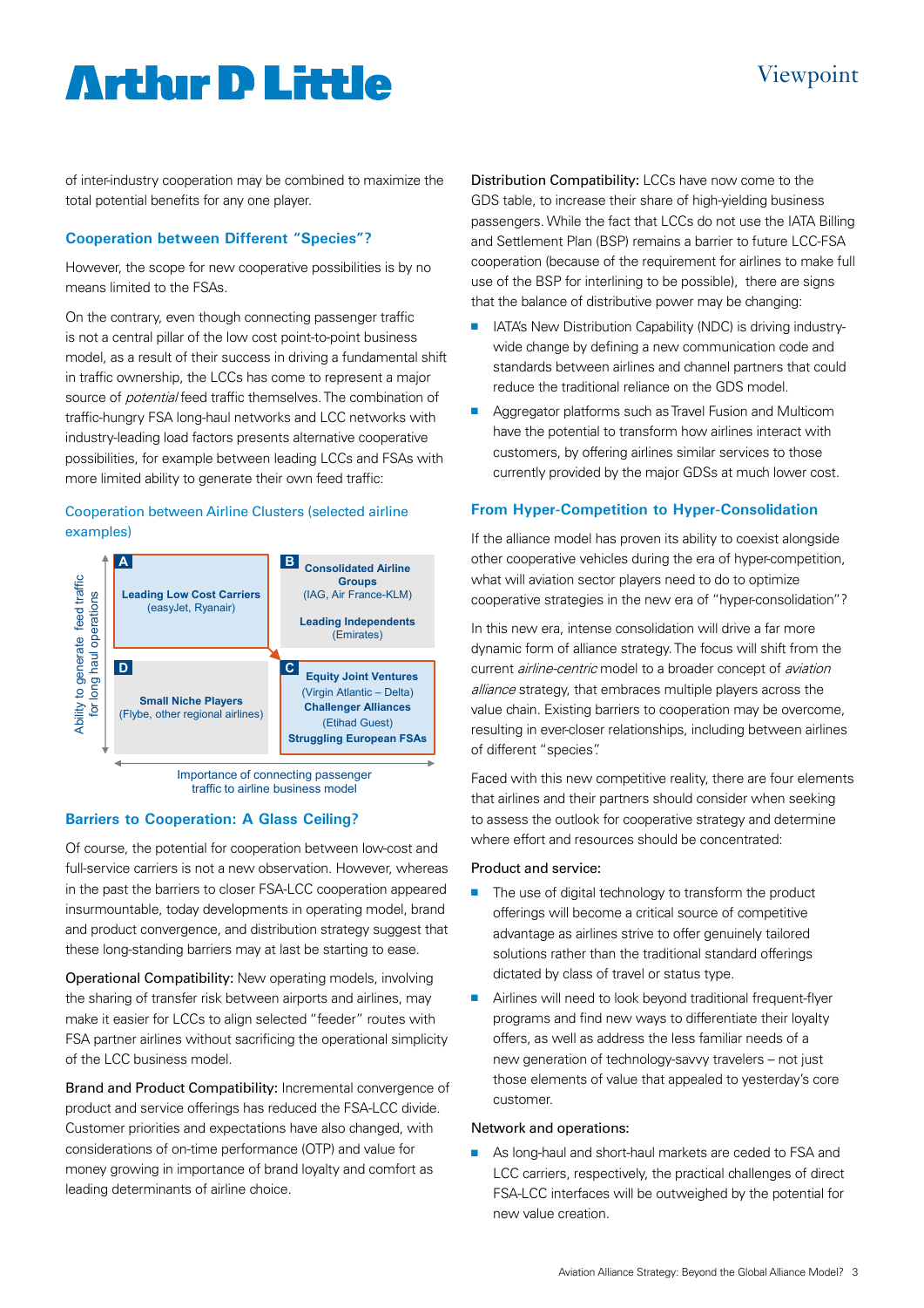of inter-industry cooperation may be combined to maximize the total potential benefits for any one player.

### Cooperation between Different "Species"?

However, the scope for new cooperative possibilities is by no means limited to the FSAs.

On the contrary, even though connecting passenger traffic is not a central pillar of the low cost point-to-point business model, as a result of their success in driving a fundamental shift in traffic ownership, the LCCs has come to represent a major source of *potential* feed traffic themselves. The combination of traffic-hungry FSA long-haul networks and LCC networks with industry-leading load factors presents alternative cooperative possibilities, for example between leading LCCs and FSAs with more limited ability to generate their own feed traffic:

Cooperation between Airline Clusters (selected airline examples)

Y-axis: Ability to generate feed traffic for long haul operations
X-axis: Importance of connecting passenger traffic to airline business model

| | |
|---|---|
| **A** **Leading Low Cost Carriers** (easyJet, Ryanair) | **B** **Consolidated Airline Groups** (IAG, Air France-KLM) **Leading Independents** (Emirates) |
| **D** **Small Niche Players** (Flybe, other regional airlines) | **C** **Equity Joint Ventures** (Virgin Atlantic – Delta) **Challenger Alliances** (Etihad Guest) **Struggling European FSAs** |

### Barriers to Cooperation: A Glass Ceiling?

Of course, the potential for cooperation between low-cost and full-service carriers is not a new observation. However, whereas in the past the barriers to closer FSA-LCC cooperation appeared insurmountable, today developments in operating model, brand and product convergence, and distribution strategy suggest that these long-standing barriers may at last be starting to ease.

Operational Compatibility: New operating models, involving the sharing of transfer risk between airports and airlines, may make it easier for LCCs to align selected "feeder" routes with FSA partner airlines without sacrificing the operational simplicity of the LCC business model.

Brand and Product Compatibility: Incremental convergence of product and service offerings has reduced the FSA-LCC divide. Customer priorities and expectations have also changed, with considerations of on-time performance (OTP) and value for money growing in importance of brand loyalty and comfort as leading determinants of airline choice.

Distribution Compatibility: LCCs have now come to the GDS table, to increase their share of high-yielding business passengers. While the fact that LCCs do not use the IATA Billing and Settlement Plan (BSP) remains a barrier to future LCC-FSA cooperation (because of the requirement for airlines to make full use of the BSP for interlining to be possible), there are signs that the balance of distributive power may be changing:

- IATA's New Distribution Capability (NDC) is driving industry-wide change by defining a new communication code and standards between airlines and channel partners that could reduce the traditional reliance on the GDS model.
- Aggregator platforms such as Travel Fusion and Multicom have the potential to transform how airlines interact with customers, by offering airlines similar services to those currently provided by the major GDSs at much lower cost.

### From Hyper-Competition to Hyper-Consolidation

If the alliance model has proven its ability to coexist alongside other cooperative vehicles during the era of hyper-competition, what will aviation sector players need to do to optimize cooperative strategies in the new era of "hyper-consolidation"?

In this new era, intense consolidation will drive a far more dynamic form of alliance strategy. The focus will shift from the current *airline-centric* model to a broader concept of *aviation alliance* strategy, that embraces multiple players across the value chain. Existing barriers to cooperation may be overcome, resulting in ever-closer relationships, including between airlines of different "species".

Faced with this new competitive reality, there are four elements that airlines and their partners should consider when seeking to assess the outlook for cooperative strategy and determine where effort and resources should be concentrated:

Product and service:

- The use of digital technology to transform the product offerings will become a critical source of competitive advantage as airlines strive to offer genuinely tailored solutions rather than the traditional standard offerings dictated by class of travel or status type.
- Airlines will need to look beyond traditional frequent-flyer programs and find new ways to differentiate their loyalty offers, as well as address the less familiar needs of a new generation of technology-savvy travelers – not just those elements of value that appealed to yesterday's core customer.

Network and operations:

- As long-haul and short-haul markets are ceded to FSA and LCC carriers, respectively, the practical challenges of direct FSA-LCC interfaces will be outweighed by the potential for new value creation.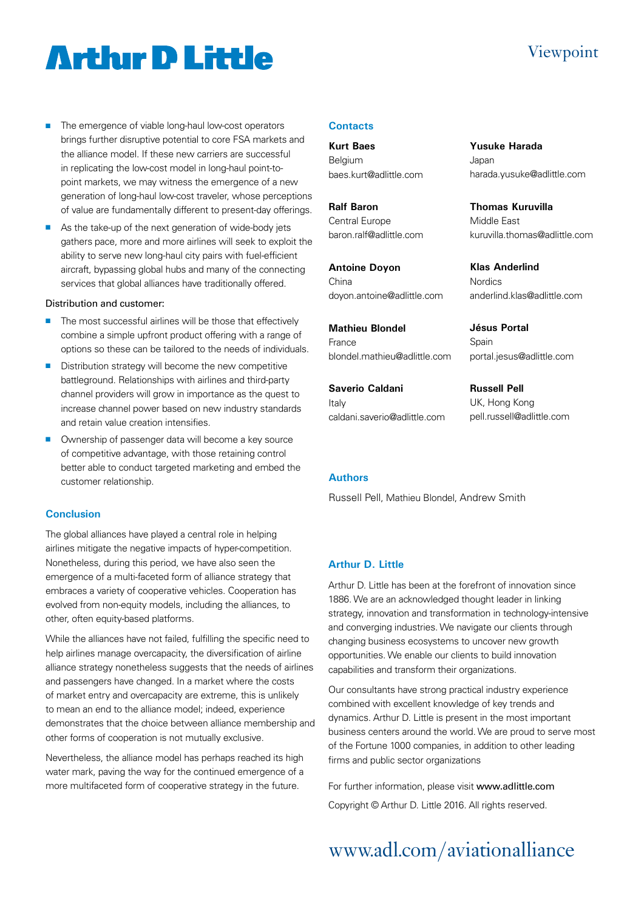- The emergence of viable long-haul low-cost operators brings further disruptive potential to core FSA markets and the alliance model. If these new carriers are successful in replicating the low-cost model in long-haul point-to-point markets, we may witness the emergence of a new generation of long-haul low-cost traveler, whose perceptions of value are fundamentally different to present-day offerings.
- As the take-up of the next generation of wide-body jets gathers pace, more and more airlines will seek to exploit the ability to serve new long-haul city pairs with fuel-efficient aircraft, bypassing global hubs and many of the connecting services that global alliances have traditionally offered.

Distribution and customer:

- The most successful airlines will be those that effectively combine a simple upfront product offering with a range of options so these can be tailored to the needs of individuals.
- Distribution strategy will become the new competitive battleground. Relationships with airlines and third-party channel providers will grow in importance as the quest to increase channel power based on new industry standards and retain value creation intensifies.
- Ownership of passenger data will become a key source of competitive advantage, with those retaining control better able to conduct targeted marketing and embed the customer relationship.

## Conclusion

The global alliances have played a central role in helping airlines mitigate the negative impacts of hyper-competition. Nonetheless, during this period, we have also seen the emergence of a multi-faceted form of alliance strategy that embraces a variety of cooperative vehicles. Cooperation has evolved from non-equity models, including the alliances, to other, often equity-based platforms.

While the alliances have not failed, fulfilling the specific need to help airlines manage overcapacity, the diversification of airline alliance strategy nonetheless suggests that the needs of airlines and passengers have changed. In a market where the costs of market entry and overcapacity are extreme, this is unlikely to mean an end to the alliance model; indeed, experience demonstrates that the choice between alliance membership and other forms of cooperation is not mutually exclusive.

Nevertheless, the alliance model has perhaps reached its high water mark, paving the way for the continued emergence of a more multifaceted form of cooperative strategy in the future.

## Contacts

**Kurt Baes**
Belgium
baes.kurt@adlittle.com

**Ralf Baron**
Central Europe
baron.ralf@adlittle.com

**Antoine Doyon**
China
doyon.antoine@adlittle.com

**Mathieu Blondel**
France
blondel.mathieu@adlittle.com

**Saverio Caldani**
Italy
caldani.saverio@adlittle.com

**Yusuke Harada**
Japan
harada.yusuke@adlittle.com

**Thomas Kuruvilla**
Middle East
kuruvilla.thomas@adlittle.com

**Klas Anderlind**
Nordics
anderlind.klas@adlittle.com

**Jésus Portal**
Spain
portal.jesus@adlittle.com

**Russell Pell**
UK, Hong Kong
pell.russell@adlittle.com

## Authors

Russell Pell, Mathieu Blondel, Andrew Smith

## Arthur D. Little

Arthur D. Little has been at the forefront of innovation since 1886. We are an acknowledged thought leader in linking strategy, innovation and transformation in technology-intensive and converging industries. We navigate our clients through changing business ecosystems to uncover new growth opportunities. We enable our clients to build innovation capabilities and transform their organizations.

Our consultants have strong practical industry experience combined with excellent knowledge of key trends and dynamics. Arthur D. Little is present in the most important business centers around the world. We are proud to serve most of the Fortune 1000 companies, in addition to other leading firms and public sector organizations

For further information, please visit **www.adlittle.com**

Copyright © Arthur D. Little 2016. All rights reserved.

www.adl.com/aviationalliance